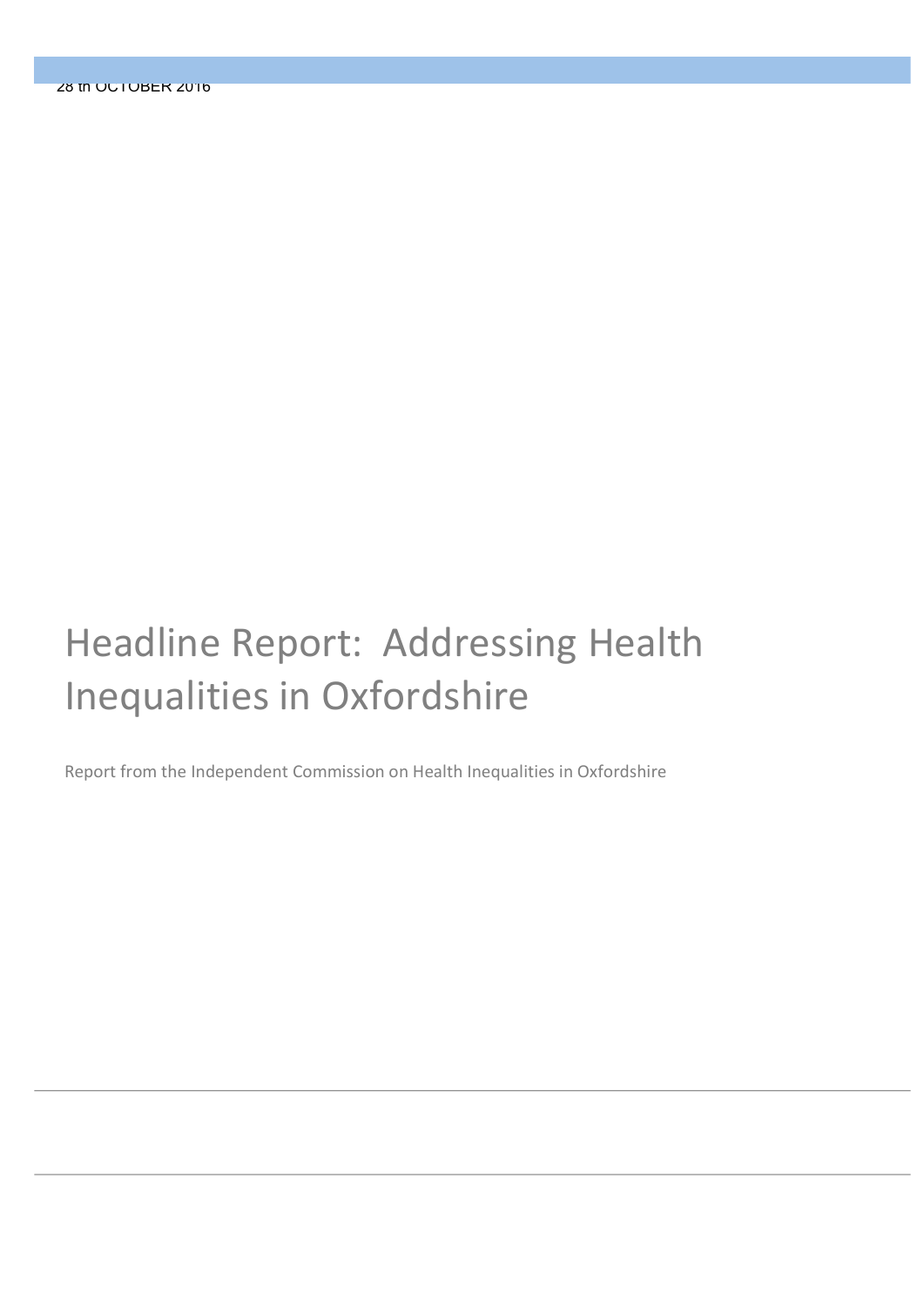28 th OCTOBER 2016

# Headline Report: Addressing Health Inequalities in Oxfordshire

Report from the Independent Commission on Health Inequalities in Oxfordshire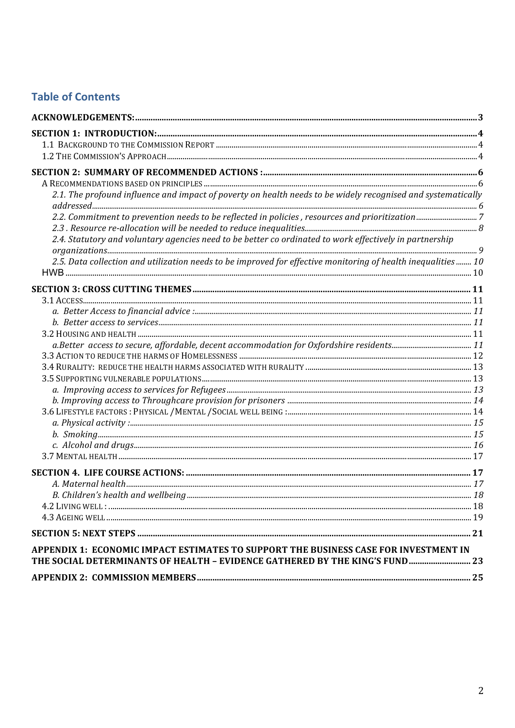## Table of Contents

**ACKNOWLEDGEMENTS:** 3

**SECTION 1: INTRODUCTION:** 4

- 1.1 Background to the Commission Report 4
- 1.2 The Commission's Approach 4

**SECTION 2: SUMMARY OF RECOMMENDED ACTIONS :** 6

- A Recommendations based on principles 6
  - *2.1. The profound influence and impact of poverty on health needs to be widely recognised and systematically addressed* 6
  - *2.2. Commitment to prevention needs to be reflected in policies , resources and prioritization* 7
  - *2.3 . Resource re-allocation will be needed to reduce inequalities* 8
  - *2.4. Statutory and voluntary agencies need to be better co ordinated to work effectively in partnership organizations* 9
  - *2.5. Data collection and utilization needs to be improved for effective monitoring of health inequalities* 10
- HWB 10

**SECTION 3: CROSS CUTTING THEMES** 11

- 3.1 Access 11
  - *a. Better Access to financial advice :* 11
  - *b. Better access to services* 11
- 3.2 Housing and health 11
  - *a.Better access to secure, affordable, decent accommodation for Oxfordshire residents* 11
- 3.3 Action to reduce the harms of Homelessness 12
- 3.4 Rurality: reduce the health harms associated with rurality 13
- 3.5 Supporting vulnerable populations 13
  - *a. Improving access to services for Refugees* 13
  - *b. Improving access to Throughcare provision for prisoners* 14
- 3.6 Lifestyle factors : Physical /Mental /Social well being : 14
  - *a. Physical activity :* 15
  - *b. Smoking* 15
  - *c. Alcohol and drugs* 16
- 3.7 Mental health 17

**SECTION 4. LIFE COURSE ACTIONS:** 17

- *A. Maternal health* 17
- *B. Children's health and wellbeing* 18
- 4.2 Living well : 18
- 4.3 Ageing well 19

**SECTION 5: NEXT STEPS** 21

**APPENDIX 1: ECONOMIC IMPACT ESTIMATES TO SUPPORT THE BUSINESS CASE FOR INVESTMENT IN THE SOCIAL DETERMINANTS OF HEALTH – EVIDENCE GATHERED BY THE KING'S FUND** 23

**APPENDIX 2: COMMISSION MEMBERS** 25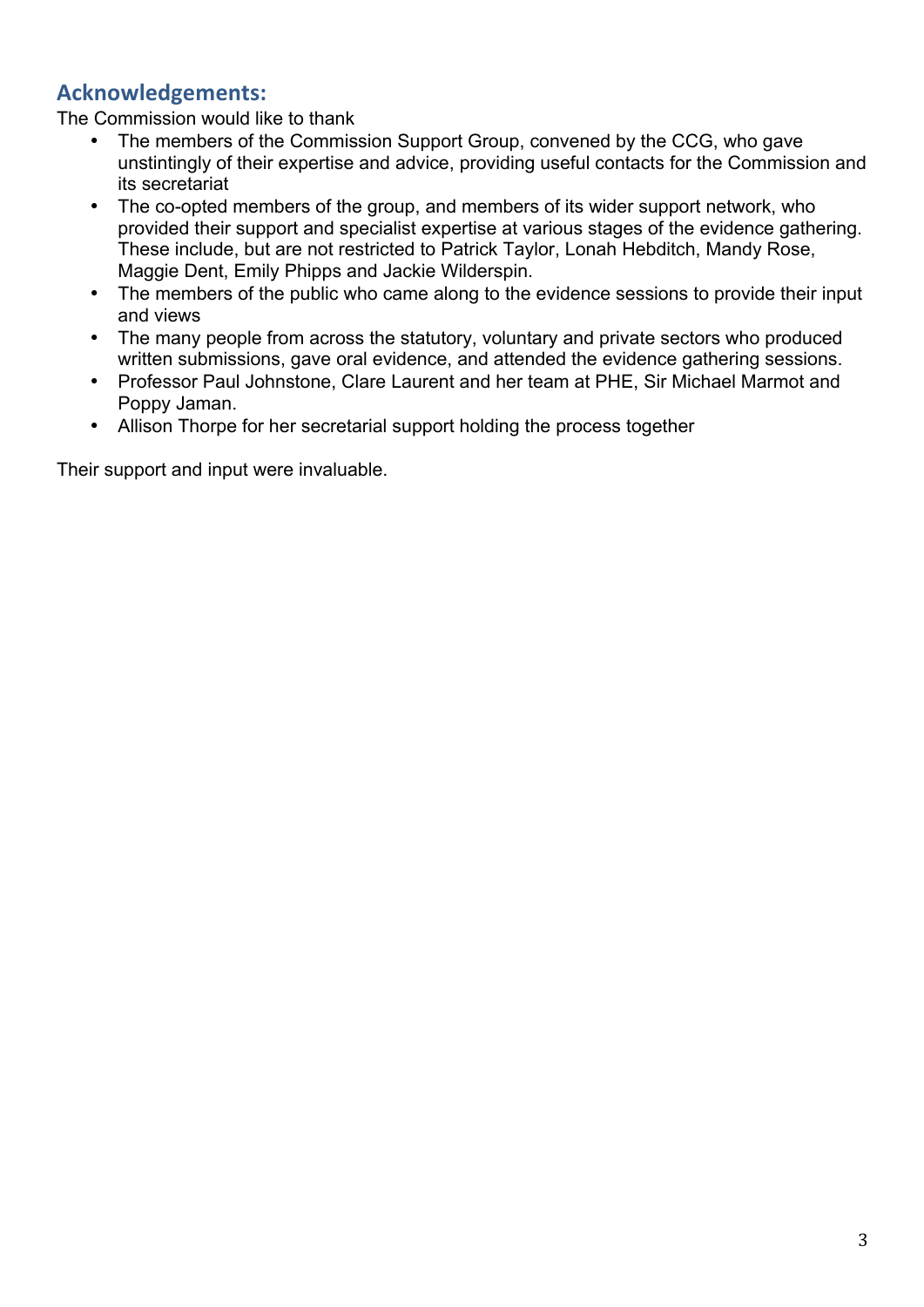## Acknowledgements:

The Commission would like to thank

- The members of the Commission Support Group, convened by the CCG, who gave unstintingly of their expertise and advice, providing useful contacts for the Commission and its secretariat
- The co-opted members of the group, and members of its wider support network, who provided their support and specialist expertise at various stages of the evidence gathering. These include, but are not restricted to Patrick Taylor, Lonah Hebditch, Mandy Rose, Maggie Dent, Emily Phipps and Jackie Wilderspin.
- The members of the public who came along to the evidence sessions to provide their input and views
- The many people from across the statutory, voluntary and private sectors who produced written submissions, gave oral evidence, and attended the evidence gathering sessions.
- Professor Paul Johnstone, Clare Laurent and her team at PHE, Sir Michael Marmot and Poppy Jaman.
- Allison Thorpe for her secretarial support holding the process together

Their support and input were invaluable.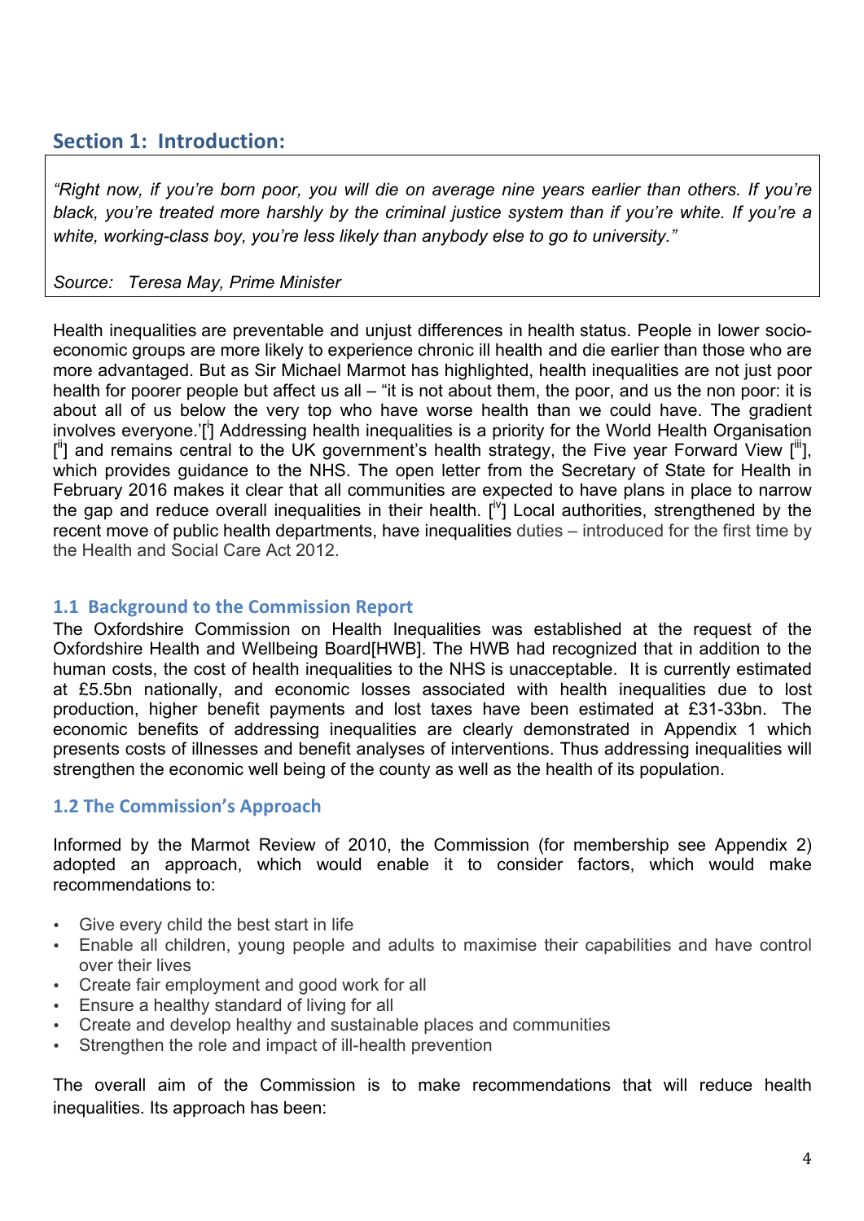## Section 1: Introduction:

> *"Right now, if you're born poor, you will die on average nine years earlier than others. If you're black, you're treated more harshly by the criminal justice system than if you're white. If you're a white, working-class boy, you're less likely than anybody else to go to university."*
>
> *Source: Teresa May, Prime Minister*

Health inequalities are preventable and unjust differences in health status. People in lower socio-economic groups are more likely to experience chronic ill health and die earlier than those who are more advantaged. But as Sir Michael Marmot has highlighted, health inequalities are not just poor health for poorer people but affect us all – "it is not about them, the poor, and us the non poor: it is about all of us below the very top who have worse health than we could have. The gradient involves everyone.'[[i]] Addressing health inequalities is a priority for the World Health Organisation [[ii]] and remains central to the UK government's health strategy, the Five year Forward View [[iii]], which provides guidance to the NHS. The open letter from the Secretary of State for Health in February 2016 makes it clear that all communities are expected to have plans in place to narrow the gap and reduce overall inequalities in their health. [[iv]] Local authorities, strengthened by the recent move of public health departments, have inequalities duties – introduced for the first time by the Health and Social Care Act 2012.

### 1.1 Background to the Commission Report

The Oxfordshire Commission on Health Inequalities was established at the request of the Oxfordshire Health and Wellbeing Board[HWB]. The HWB had recognized that in addition to the human costs, the cost of health inequalities to the NHS is unacceptable. It is currently estimated at £5.5bn nationally, and economic losses associated with health inequalities due to lost production, higher benefit payments and lost taxes have been estimated at £31-33bn. The economic benefits of addressing inequalities are clearly demonstrated in Appendix 1 which presents costs of illnesses and benefit analyses of interventions. Thus addressing inequalities will strengthen the economic well being of the county as well as the health of its population.

### 1.2 The Commission's Approach

Informed by the Marmot Review of 2010, the Commission (for membership see Appendix 2) adopted an approach, which would enable it to consider factors, which would make recommendations to:

- Give every child the best start in life
- Enable all children, young people and adults to maximise their capabilities and have control over their lives
- Create fair employment and good work for all
- Ensure a healthy standard of living for all
- Create and develop healthy and sustainable places and communities
- Strengthen the role and impact of ill-health prevention

The overall aim of the Commission is to make recommendations that will reduce health inequalities. Its approach has been: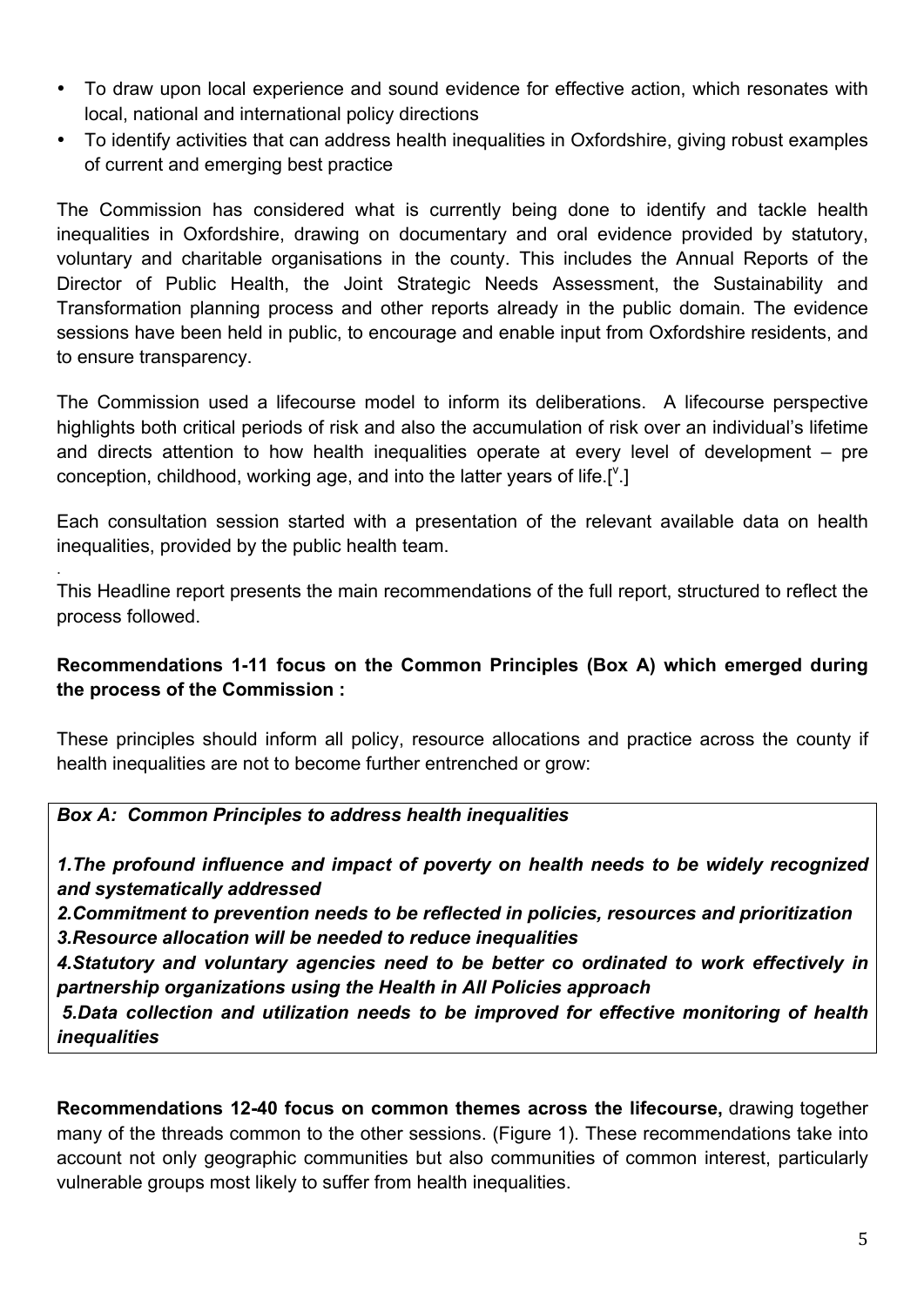- To draw upon local experience and sound evidence for effective action, which resonates with local, national and international policy directions
- To identify activities that can address health inequalities in Oxfordshire, giving robust examples of current and emerging best practice

The Commission has considered what is currently being done to identify and tackle health inequalities in Oxfordshire, drawing on documentary and oral evidence provided by statutory, voluntary and charitable organisations in the county. This includes the Annual Reports of the Director of Public Health, the Joint Strategic Needs Assessment, the Sustainability and Transformation planning process and other reports already in the public domain. The evidence sessions have been held in public, to encourage and enable input from Oxfordshire residents, and to ensure transparency.

The Commission used a lifecourse model to inform its deliberations. A lifecourse perspective highlights both critical periods of risk and also the accumulation of risk over an individual's lifetime and directs attention to how health inequalities operate at every level of development – pre conception, childhood, working age, and into the latter years of life.[v.]

Each consultation session started with a presentation of the relevant available data on health inequalities, provided by the public health team.

This Headline report presents the main recommendations of the full report, structured to reflect the process followed.

**Recommendations 1-11 focus on the Common Principles (Box A) which emerged during the process of the Commission :**

These principles should inform all policy, resource allocations and practice across the county if health inequalities are not to become further entrenched or grow:

***Box A: Common Principles to address health inequalities***

***1.The profound influence and impact of poverty on health needs to be widely recognized and systematically addressed***

***2.Commitment to prevention needs to be reflected in policies, resources and prioritization***

***3.Resource allocation will be needed to reduce inequalities***

***4.Statutory and voluntary agencies need to be better co ordinated to work effectively in partnership organizations using the Health in All Policies approach***

***5.Data collection and utilization needs to be improved for effective monitoring of health inequalities***

**Recommendations 12-40 focus on common themes across the lifecourse,** drawing together many of the threads common to the other sessions. (Figure 1). These recommendations take into account not only geographic communities but also communities of common interest, particularly vulnerable groups most likely to suffer from health inequalities.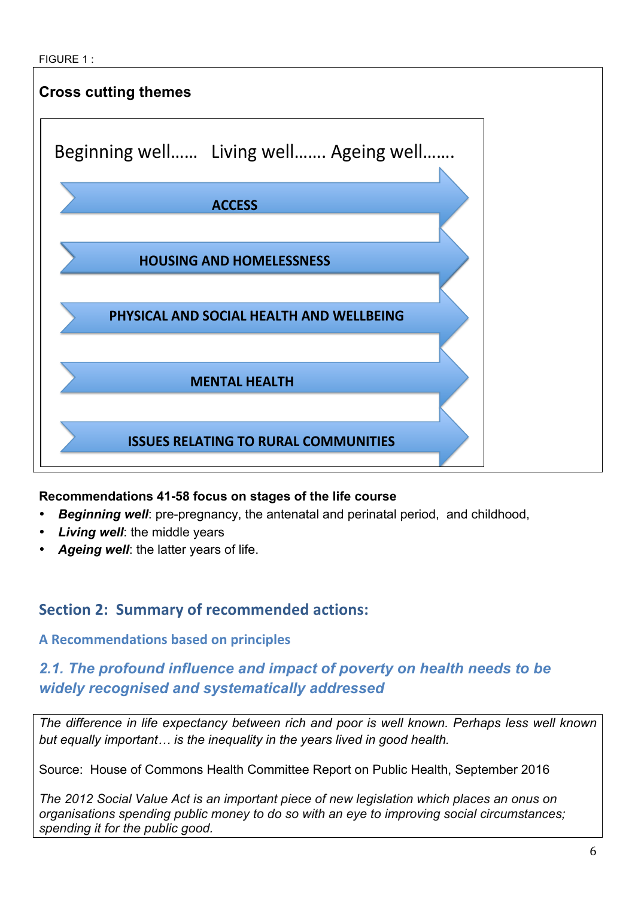FIGURE 1 :

**Cross cutting themes**

Beginning well…… Living well……. Ageing well…….

- ACCESS
- HOUSING AND HOMELESSNESS
- PHYSICAL AND SOCIAL HEALTH AND WELLBEING
- MENTAL HEALTH
- ISSUES RELATING TO RURAL COMMUNITIES

**Recommendations 41-58 focus on stages of the life course**

- ***Beginning well***: pre-pregnancy, the antenatal and perinatal period, and childhood,
- ***Living well***: the middle years
- ***Ageing well***: the latter years of life.

## Section 2: Summary of recommended actions:

### A Recommendations based on principles

### *2.1. The profound influence and impact of poverty on health needs to be widely recognised and systematically addressed*

*The difference in life expectancy between rich and poor is well known. Perhaps less well known but equally important… is the inequality in the years lived in good health.*

Source: House of Commons Health Committee Report on Public Health, September 2016

*The 2012 Social Value Act is an important piece of new legislation which places an onus on organisations spending public money to do so with an eye to improving social circumstances; spending it for the public good.*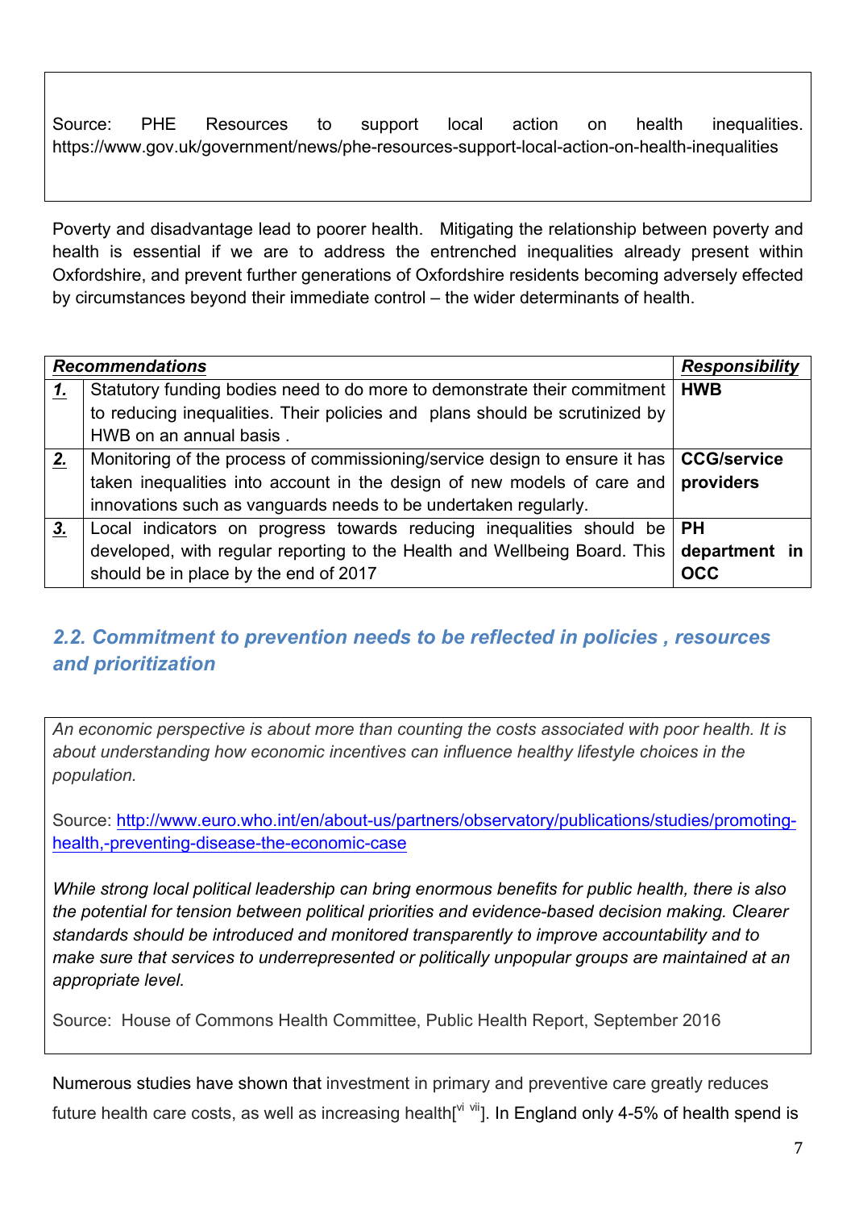Source: PHE Resources to support local action on health inequalities. https://www.gov.uk/government/news/phe-resources-support-local-action-on-health-inequalities

Poverty and disadvantage lead to poorer health. Mitigating the relationship between poverty and health is essential if we are to address the entrenched inequalities already present within Oxfordshire, and prevent further generations of Oxfordshire residents becoming adversely effected by circumstances beyond their immediate control – the wider determinants of health.

| ***Recommendations*** | | ***Responsibility*** |
|---|---|---|
| ***1.*** | Statutory funding bodies need to do more to demonstrate their commitment to reducing inequalities. Their policies and plans should be scrutinized by HWB on an annual basis . | **HWB** |
| ***2.*** | Monitoring of the process of commissioning/service design to ensure it has taken inequalities into account in the design of new models of care and innovations such as vanguards needs to be undertaken regularly. | **CCG/service providers** |
| ***3.*** | Local indicators on progress towards reducing inequalities should be developed, with regular reporting to the Health and Wellbeing Board. This should be in place by the end of 2017 | **PH department in OCC** |

## *2.2. Commitment to prevention needs to be reflected in policies , resources and prioritization*

*An economic perspective is about more than counting the costs associated with poor health. It is about understanding how economic incentives can influence healthy lifestyle choices in the population.*

Source: http://www.euro.who.int/en/about-us/partners/observatory/publications/studies/promoting-health,-preventing-disease-the-economic-case

*While strong local political leadership can bring enormous benefits for public health, there is also the potential for tension between political priorities and evidence-based decision making. Clearer standards should be introduced and monitored transparently to improve accountability and to make sure that services to underrepresented or politically unpopular groups are maintained at an appropriate level.*

Source: House of Commons Health Committee, Public Health Report, September 2016

Numerous studies have shown that investment in primary and preventive care greatly reduces future health care costs, as well as increasing health[vi vii]. In England only 4-5% of health spend is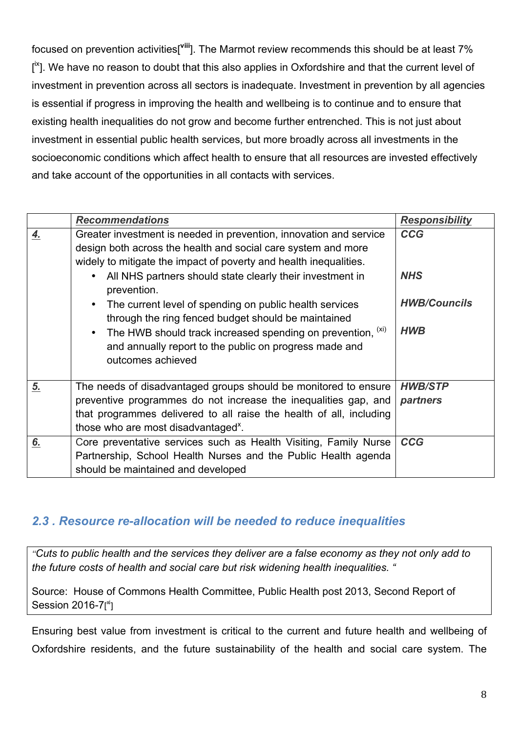focused on prevention activities[viii]. The Marmot review recommends this should be at least 7% [ix]. We have no reason to doubt that this also applies in Oxfordshire and that the current level of investment in prevention across all sectors is inadequate. Investment in prevention by all agencies is essential if progress in improving the health and wellbeing is to continue and to ensure that existing health inequalities do not grow and become further entrenched. This is not just about investment in essential public health services, but more broadly across all investments in the socioeconomic conditions which affect health to ensure that all resources are invested effectively and take account of the opportunities in all contacts with services.

| | ***Recommendations*** | ***Responsibility*** |
|---|---|---|
| ***4.*** | Greater investment is needed in prevention, innovation and service design both across the health and social care system and more widely to mitigate the impact of poverty and health inequalities. | ***CCG*** |
| | • All NHS partners should state clearly their investment in prevention. | ***NHS*** |
| | • The current level of spending on public health services through the ring fenced budget should be maintained | ***HWB/Councils*** |
| | • The HWB should track increased spending on prevention, [(xi)] and annually report to the public on progress made and outcomes achieved | ***HWB*** |
| ***5.*** | The needs of disadvantaged groups should be monitored to ensure preventive programmes do not increase the inequalities gap, and that programmes delivered to all raise the health of all, including those who are most disadvantaged[x]. | ***HWB/STP partners*** |
| ***6.*** | Core preventative services such as Health Visiting, Family Nurse Partnership, School Health Nurses and the Public Health agenda should be maintained and developed | ***CCG*** |

## *2.3 . Resource re-allocation will be needed to reduce inequalities*

> *"Cuts to public health and the services they deliver are a false economy as they not only add to the future costs of health and social care but risk widening health inequalities. "*
>
> Source: House of Commons Health Committee, Public Health post 2013, Second Report of Session 2016-7[xi]

Ensuring best value from investment is critical to the current and future health and wellbeing of Oxfordshire residents, and the future sustainability of the health and social care system. The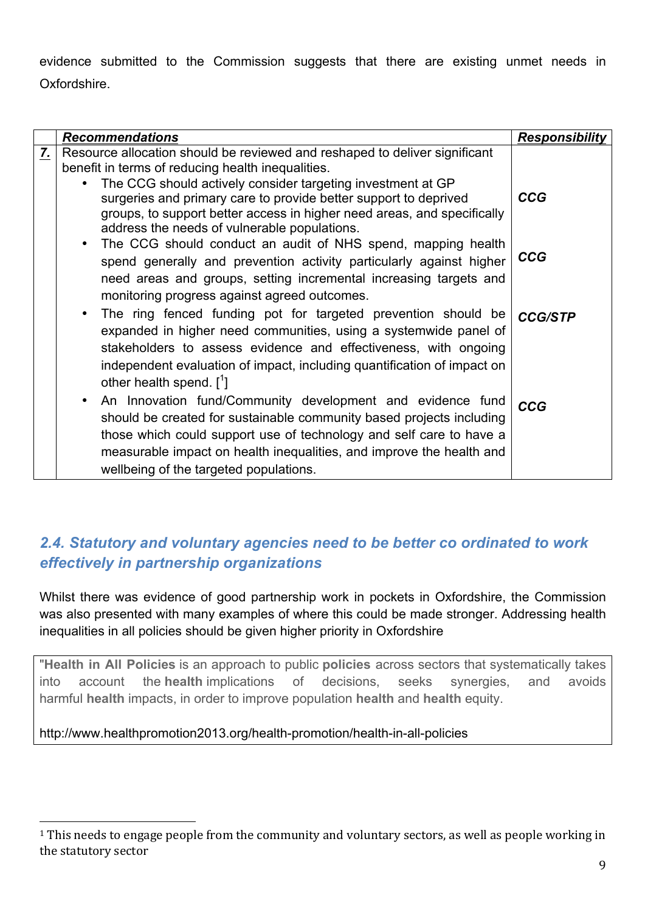evidence submitted to the Commission suggests that there are existing unmet needs in Oxfordshire.

| | *Recommendations* | *Responsibility* |
|---|---|---|
| ***7.*** | Resource allocation should be reviewed and reshaped to deliver significant benefit in terms of reducing health inequalities.<br>• The CCG should actively consider targeting investment at GP surgeries and primary care to provide better support to deprived groups, to support better access in higher need areas, and specifically address the needs of vulnerable populations. | ***CCG*** |
| | • The CCG should conduct an audit of NHS spend, mapping health spend generally and prevention activity particularly against higher need areas and groups, setting incremental increasing targets and monitoring progress against agreed outcomes. | ***CCG*** |
| | • The ring fenced funding pot for targeted prevention should be expanded in higher need communities, using a systemwide panel of stakeholders to assess evidence and effectiveness, with ongoing independent evaluation of impact, including quantification of impact on other health spend. [1] | ***CCG/STP*** |
| | • An Innovation fund/Community development and evidence fund should be created for sustainable community based projects including those which could support use of technology and self care to have a measurable impact on health inequalities, and improve the health and wellbeing of the targeted populations. | ***CCG*** |

## *2.4. Statutory and voluntary agencies need to be better co ordinated to work effectively in partnership organizations*

Whilst there was evidence of good partnership work in pockets in Oxfordshire, the Commission was also presented with many examples of where this could be made stronger. Addressing health inequalities in all policies should be given higher priority in Oxfordshire

> "**Health in All Policies** is an approach to public **policies** across sectors that systematically takes into account the **health** implications of decisions, seeks synergies, and avoids harmful **health** impacts, in order to improve population **health** and **health** equity.
>
> http://www.healthpromotion2013.org/health-promotion/health-in-all-policies

[1] This needs to engage people from the community and voluntary sectors, as well as people working in the statutory sector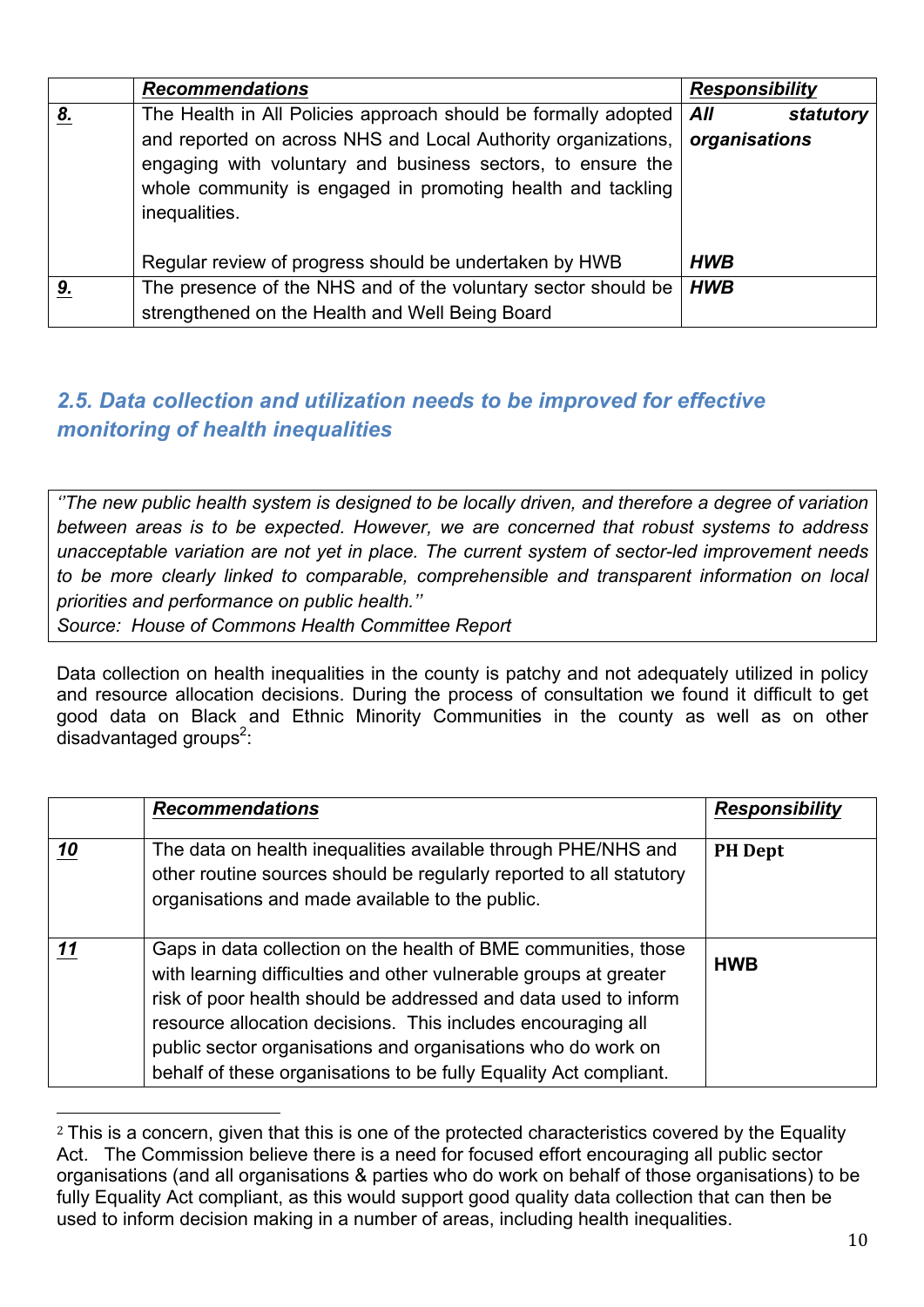| | *Recommendations* | *Responsibility* |
|---|---|---|
| ***8.*** | The Health in All Policies approach should be formally adopted and reported on across NHS and Local Authority organizations, engaging with voluntary and business sectors, to ensure the whole community is engaged in promoting health and tackling inequalities.<br><br>Regular review of progress should be undertaken by HWB | ***All statutory organisations***<br><br><br><br>***HWB*** |
| ***9.*** | The presence of the NHS and of the voluntary sector should be strengthened on the Health and Well Being Board | ***HWB*** |

## *2.5. Data collection and utilization needs to be improved for effective monitoring of health inequalities*

> *''The new public health system is designed to be locally driven, and therefore a degree of variation between areas is to be expected. However, we are concerned that robust systems to address unacceptable variation are not yet in place. The current system of sector-led improvement needs to be more clearly linked to comparable, comprehensible and transparent information on local priorities and performance on public health.''*
> *Source: House of Commons Health Committee Report*

Data collection on health inequalities in the county is patchy and not adequately utilized in policy and resource allocation decisions. During the process of consultation we found it difficult to get good data on Black and Ethnic Minority Communities in the county as well as on other disadvantaged groups[2]:

| | *Recommendations* | *Responsibility* |
|---|---|---|
| ***10*** | The data on health inequalities available through PHE/NHS and other routine sources should be regularly reported to all statutory organisations and made available to the public. | **PH Dept** |
| ***11*** | Gaps in data collection on the health of BME communities, those with learning difficulties and other vulnerable groups at greater risk of poor health should be addressed and data used to inform resource allocation decisions. This includes encouraging all public sector organisations and organisations who do work on behalf of these organisations to be fully Equality Act compliant. | **HWB** |

[2] This is a concern, given that this is one of the protected characteristics covered by the Equality Act. The Commission believe there is a need for focused effort encouraging all public sector organisations (and all organisations & parties who do work on behalf of those organisations) to be fully Equality Act compliant, as this would support good quality data collection that can then be used to inform decision making in a number of areas, including health inequalities.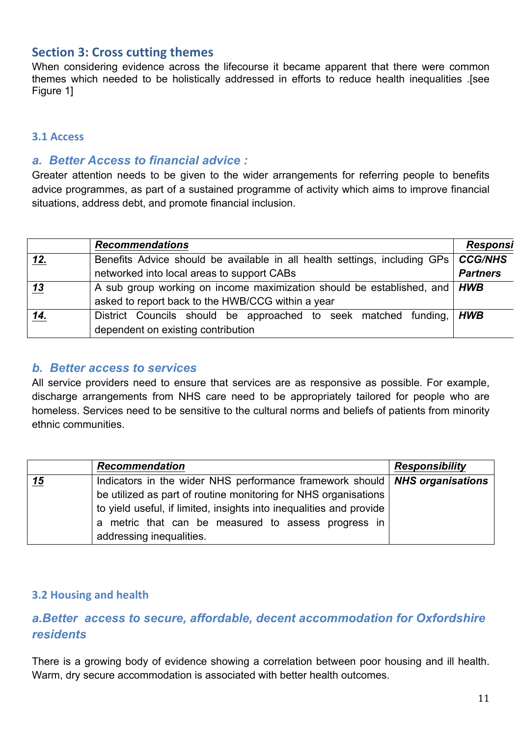## Section 3: Cross cutting themes

When considering evidence across the lifecourse it became apparent that there were common themes which needed to be holistically addressed in efforts to reduce health inequalities .[see Figure 1]

### 3.1 Access

#### *a. Better Access to financial advice :*

Greater attention needs to be given to the wider arrangements for referring people to benefits advice programmes, as part of a sustained programme of activity which aims to improve financial situations, address debt, and promote financial inclusion.

| | ***Recommendations*** | ***Responsi*** |
|---|---|---|
| ***12.*** | Benefits Advice should be available in all health settings, including GPs networked into local areas to support CABs | ***CCG/NHS Partners*** |
| ***13*** | A sub group working on income maximization should be established, and asked to report back to the HWB/CCG within a year | ***HWB*** |
| ***14.*** | District Councils should be approached to seek matched funding, dependent on existing contribution | ***HWB*** |

#### *b. Better access to services*

All service providers need to ensure that services are as responsive as possible. For example, discharge arrangements from NHS care need to be appropriately tailored for people who are homeless. Services need to be sensitive to the cultural norms and beliefs of patients from minority ethnic communities.

| | ***Recommendation*** | ***Responsibility*** |
|---|---|---|
| ***15*** | Indicators in the wider NHS performance framework should be utilized as part of routine monitoring for NHS organisations to yield useful, if limited, insights into inequalities and provide a metric that can be measured to assess progress in addressing inequalities. | ***NHS organisations*** |

### 3.2 Housing and health

#### *a.Better access to secure, affordable, decent accommodation for Oxfordshire residents*

There is a growing body of evidence showing a correlation between poor housing and ill health. Warm, dry secure accommodation is associated with better health outcomes.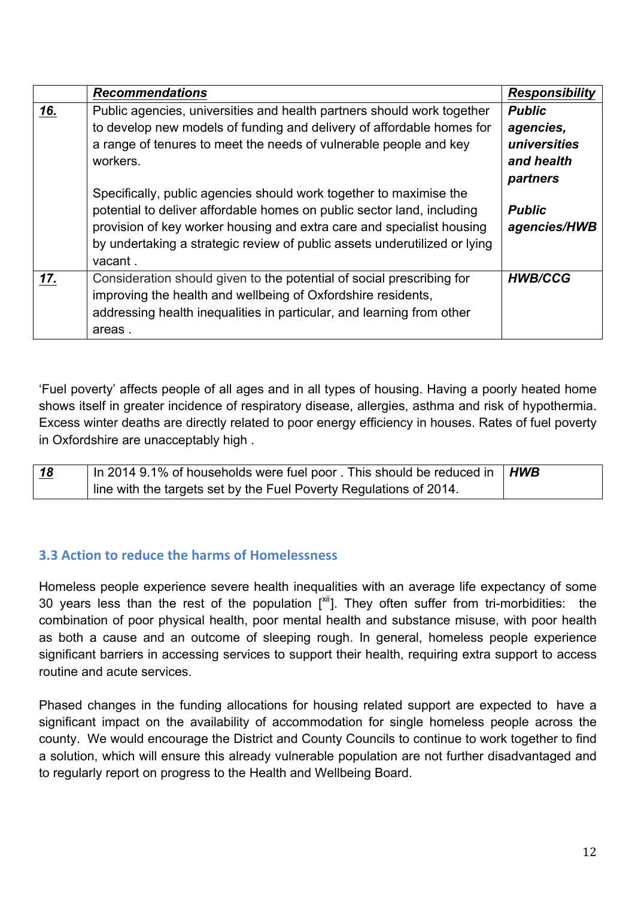| | ***Recommendations*** | ***Responsibility*** |
|---|---|---|
| ***16.*** | Public agencies, universities and health partners should work together to develop new models of funding and delivery of affordable homes for a range of tenures to meet the needs of vulnerable people and key workers.<br><br>Specifically, public agencies should work together to maximise the potential to deliver affordable homes on public sector land, including provision of key worker housing and extra care and specialist housing by undertaking a strategic review of public assets underutilized or lying vacant . | ***Public agencies, universities and health partners***<br><br>***Public agencies/HWB*** |
| ***17.*** | Consideration should given to the potential of social prescribing for improving the health and wellbeing of Oxfordshire residents, addressing health inequalities in particular, and learning from other areas . | ***HWB/CCG*** |

'Fuel poverty' affects people of all ages and in all types of housing. Having a poorly heated home shows itself in greater incidence of respiratory disease, allergies, asthma and risk of hypothermia. Excess winter deaths are directly related to poor energy efficiency in houses. Rates of fuel poverty in Oxfordshire are unacceptably high .

| | | |
|---|---|---|
| ***18*** | In 2014 9.1% of households were fuel poor . This should be reduced in line with the targets set by the Fuel Poverty Regulations of 2014. | ***HWB*** |

### 3.3 Action to reduce the harms of Homelessness

Homeless people experience severe health inequalities with an average life expectancy of some 30 years less than the rest of the population [xii]. They often suffer from tri-morbidities: the combination of poor physical health, poor mental health and substance misuse, with poor health as both a cause and an outcome of sleeping rough. In general, homeless people experience significant barriers in accessing services to support their health, requiring extra support to access routine and acute services.

Phased changes in the funding allocations for housing related support are expected to have a significant impact on the availability of accommodation for single homeless people across the county. We would encourage the District and County Councils to continue to work together to find a solution, which will ensure this already vulnerable population are not further disadvantaged and to regularly report on progress to the Health and Wellbeing Board.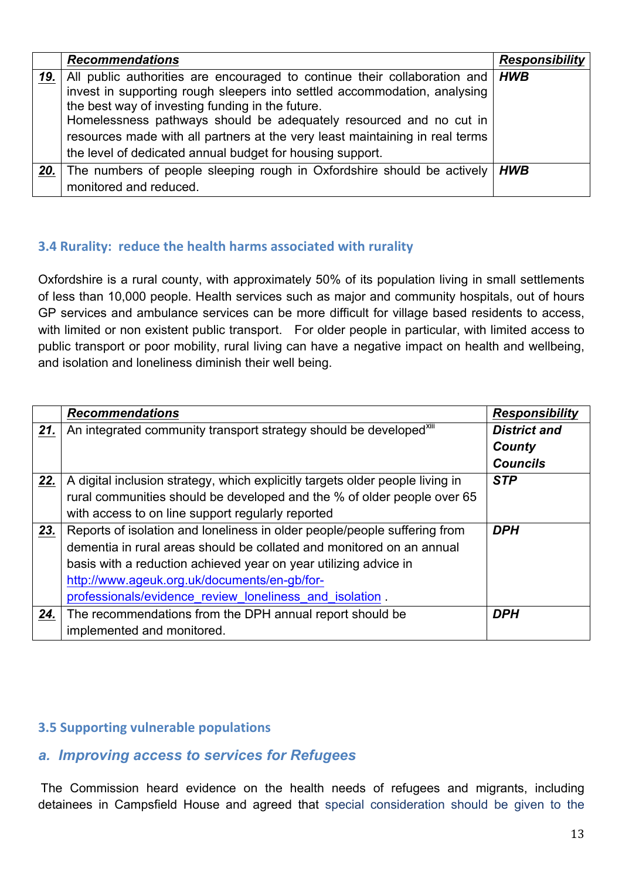| | ***Recommendations*** | ***Responsibility*** |
|---|---|---|
| ***19.*** | All public authorities are encouraged to continue their collaboration and invest in supporting rough sleepers into settled accommodation, analysing the best way of investing funding in the future. Homelessness pathways should be adequately resourced and no cut in resources made with all partners at the very least maintaining in real terms the level of dedicated annual budget for housing support. | ***HWB*** |
| ***20.*** | The numbers of people sleeping rough in Oxfordshire should be actively monitored and reduced. | ***HWB*** |

### 3.4 Rurality: reduce the health harms associated with rurality

Oxfordshire is a rural county, with approximately 50% of its population living in small settlements of less than 10,000 people. Health services such as major and community hospitals, out of hours GP services and ambulance services can be more difficult for village based residents to access, with limited or non existent public transport. For older people in particular, with limited access to public transport or poor mobility, rural living can have a negative impact on health and wellbeing, and isolation and loneliness diminish their well being.

| | ***Recommendations*** | ***Responsibility*** |
|---|---|---|
| ***21.*** | An integrated community transport strategy should be developed[xiii] | ***District and County Councils*** |
| ***22.*** | A digital inclusion strategy, which explicitly targets older people living in rural communities should be developed and the % of older people over 65 with access to on line support regularly reported | ***STP*** |
| ***23.*** | Reports of isolation and loneliness in older people/people suffering from dementia in rural areas should be collated and monitored on an annual basis with a reduction achieved year on year utilizing advice in http://www.ageuk.org.uk/documents/en-gb/for-professionals/evidence_review_loneliness_and_isolation . | ***DPH*** |
| ***24.*** | The recommendations from the DPH annual report should be implemented and monitored. | ***DPH*** |

### 3.5 Supporting vulnerable populations

#### *a. Improving access to services for Refugees*

The Commission heard evidence on the health needs of refugees and migrants, including detainees in Campsfield House and agreed that special consideration should be given to the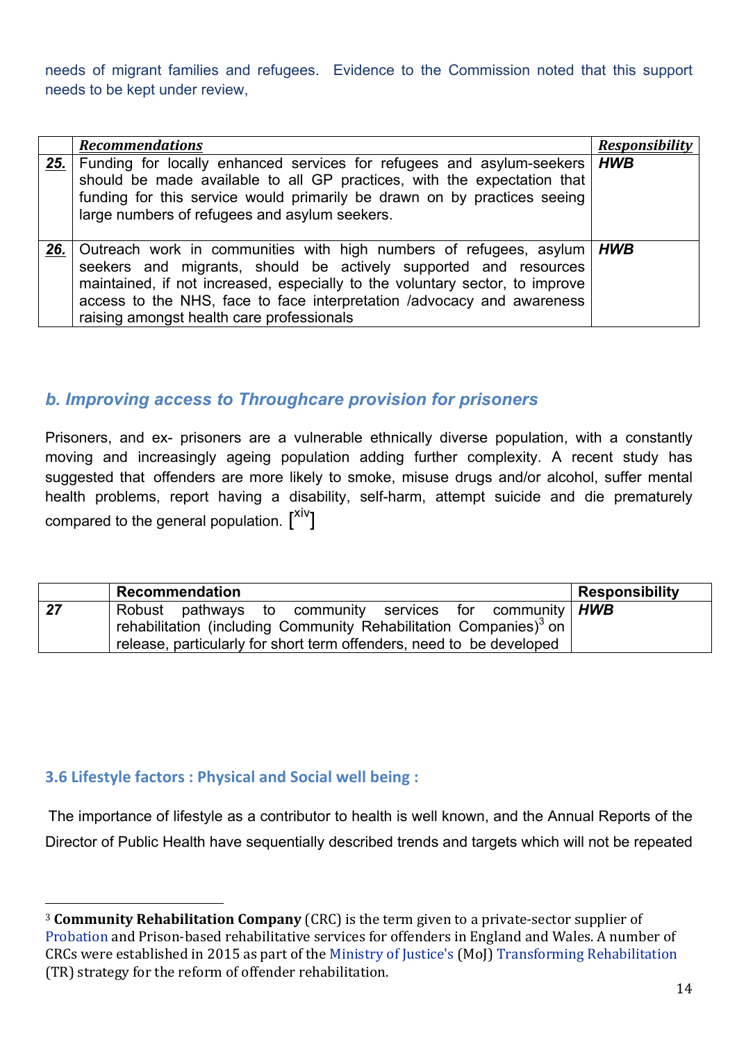needs of migrant families and refugees. Evidence to the Commission noted that this support needs to be kept under review,

| | ***Recommendations*** | ***Responsibility*** |
|---|---|---|
| ***25.*** | Funding for locally enhanced services for refugees and asylum-seekers should be made available to all GP practices, with the expectation that funding for this service would primarily be drawn on by practices seeing large numbers of refugees and asylum seekers. | ***HWB*** |
| ***26.*** | Outreach work in communities with high numbers of refugees, asylum seekers and migrants, should be actively supported and resources maintained, if not increased, especially to the voluntary sector, to improve access to the NHS, face to face interpretation /advocacy and awareness raising amongst health care professionals | ***HWB*** |

### *b. Improving access to Throughcare provision for prisoners*

Prisoners, and ex- prisoners are a vulnerable ethnically diverse population, with a constantly moving and increasingly ageing population adding further complexity. A recent study has suggested that offenders are more likely to smoke, misuse drugs and/or alcohol, suffer mental health problems, report having a disability, self-harm, attempt suicide and die prematurely compared to the general population. [xiv]

| | **Recommendation** | **Responsibility** |
|---|---|---|
| ***27*** | Robust pathways to community services for community rehabilitation (including Community Rehabilitation Companies)[3] on release, particularly for short term offenders, need to be developed | ***HWB*** |

### 3.6 Lifestyle factors : Physical and Social well being :

The importance of lifestyle as a contributor to health is well known, and the Annual Reports of the Director of Public Health have sequentially described trends and targets which will not be repeated

---

[3] **Community Rehabilitation Company** (CRC) is the term given to a private-sector supplier of Probation and Prison-based rehabilitative services for offenders in England and Wales. A number of CRCs were established in 2015 as part of the Ministry of Justice's (MoJ) Transforming Rehabilitation (TR) strategy for the reform of offender rehabilitation.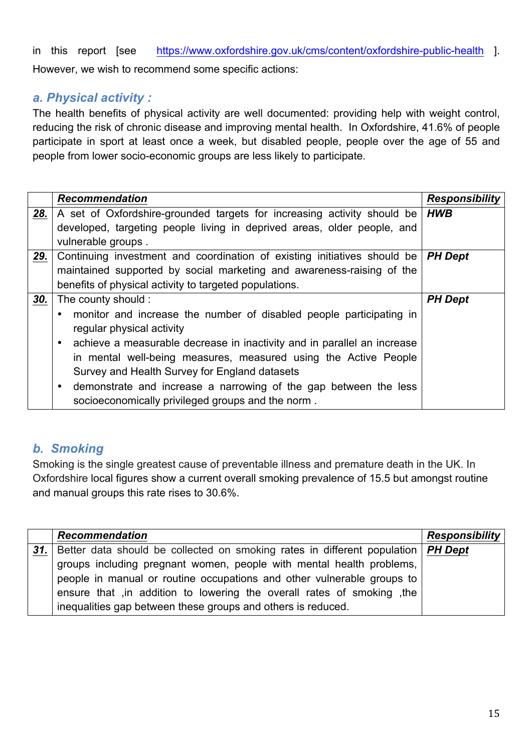in this report [see https://www.oxfordshire.gov.uk/cms/content/oxfordshire-public-health ]. However, we wish to recommend some specific actions:

### *a. Physical activity :*

The health benefits of physical activity are well documented: providing help with weight control, reducing the risk of chronic disease and improving mental health. In Oxfordshire, 41.6% of people participate in sport at least once a week, but disabled people, people over the age of 55 and people from lower socio-economic groups are less likely to participate.

| | ***Recommendation*** | ***Responsibility*** |
|---|---|---|
| ***28.*** | A set of Oxfordshire-grounded targets for increasing activity should be developed, targeting people living in deprived areas, older people, and vulnerable groups . | ***HWB*** |
| ***29.*** | Continuing investment and coordination of existing initiatives should be maintained supported by social marketing and awareness-raising of the benefits of physical activity to targeted populations. | ***PH Dept*** |
| ***30.*** | The county should :<br>• monitor and increase the number of disabled people participating in regular physical activity<br>• achieve a measurable decrease in inactivity and in parallel an increase in mental well-being measures, measured using the Active People Survey and Health Survey for England datasets<br>• demonstrate and increase a narrowing of the gap between the less socioeconomically privileged groups and the norm . | ***PH Dept*** |

### *b. Smoking*

Smoking is the single greatest cause of preventable illness and premature death in the UK. In Oxfordshire local figures show a current overall smoking prevalence of 15.5 but amongst routine and manual groups this rate rises to 30.6%.

| | ***Recommendation*** | ***Responsibility*** |
|---|---|---|
| ***31.*** | Better data should be collected on smoking rates in different population groups including pregnant women, people with mental health problems, people in manual or routine occupations and other vulnerable groups to ensure that ,in addition to lowering the overall rates of smoking ,the inequalities gap between these groups and others is reduced. | ***PH Dept*** |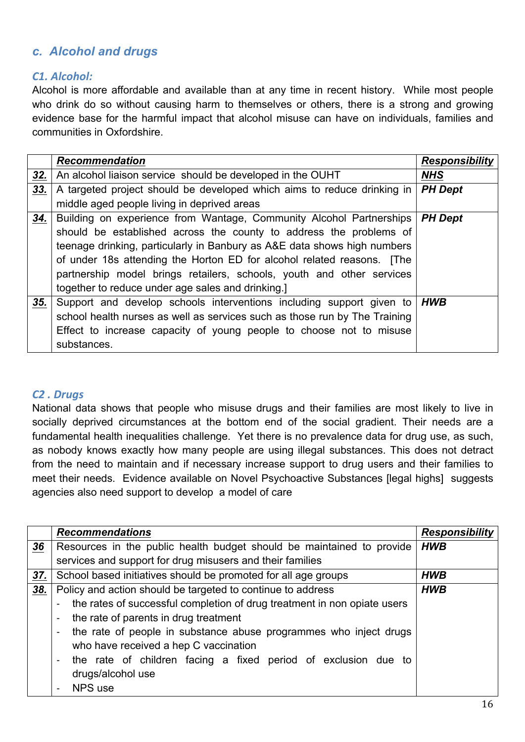## *c. Alcohol and drugs*

### *C1. Alcohol:*

Alcohol is more affordable and available than at any time in recent history. While most people who drink do so without causing harm to themselves or others, there is a strong and growing evidence base for the harmful impact that alcohol misuse can have on individuals, families and communities in Oxfordshire.

| | ***Recommendation*** | ***Responsibility*** |
|---|---|---|
| ***32.*** | An alcohol liaison service should be developed in the OUHT | ***NHS*** |
| ***33.*** | A targeted project should be developed which aims to reduce drinking in middle aged people living in deprived areas | ***PH Dept*** |
| ***34.*** | Building on experience from Wantage, Community Alcohol Partnerships should be established across the county to address the problems of teenage drinking, particularly in Banbury as A&E data shows high numbers of under 18s attending the Horton ED for alcohol related reasons. [The partnership model brings retailers, schools, youth and other services together to reduce under age sales and drinking.] | ***PH Dept*** |
| ***35.*** | Support and develop schools interventions including support given to school health nurses as well as services such as those run by The Training Effect to increase capacity of young people to choose not to misuse substances. | ***HWB*** |

### *C2 . Drugs*

National data shows that people who misuse drugs and their families are most likely to live in socially deprived circumstances at the bottom end of the social gradient. Their needs are a fundamental health inequalities challenge. Yet there is no prevalence data for drug use, as such, as nobody knows exactly how many people are using illegal substances. This does not detract from the need to maintain and if necessary increase support to drug users and their families to meet their needs. Evidence available on Novel Psychoactive Substances [legal highs] suggests agencies also need support to develop a model of care

| | ***Recommendations*** | ***Responsibility*** |
|---|---|---|
| ***36*** | Resources in the public health budget should be maintained to provide services and support for drug misusers and their families | ***HWB*** |
| ***37.*** | School based initiatives should be promoted for all age groups | ***HWB*** |
| ***38.*** | Policy and action should be targeted to continue to address<br>- the rates of successful completion of drug treatment in non opiate users<br>- the rate of parents in drug treatment<br>- the rate of people in substance abuse programmes who inject drugs who have received a hep C vaccination<br>- the rate of children facing a fixed period of exclusion due to drugs/alcohol use<br>- NPS use | ***HWB*** |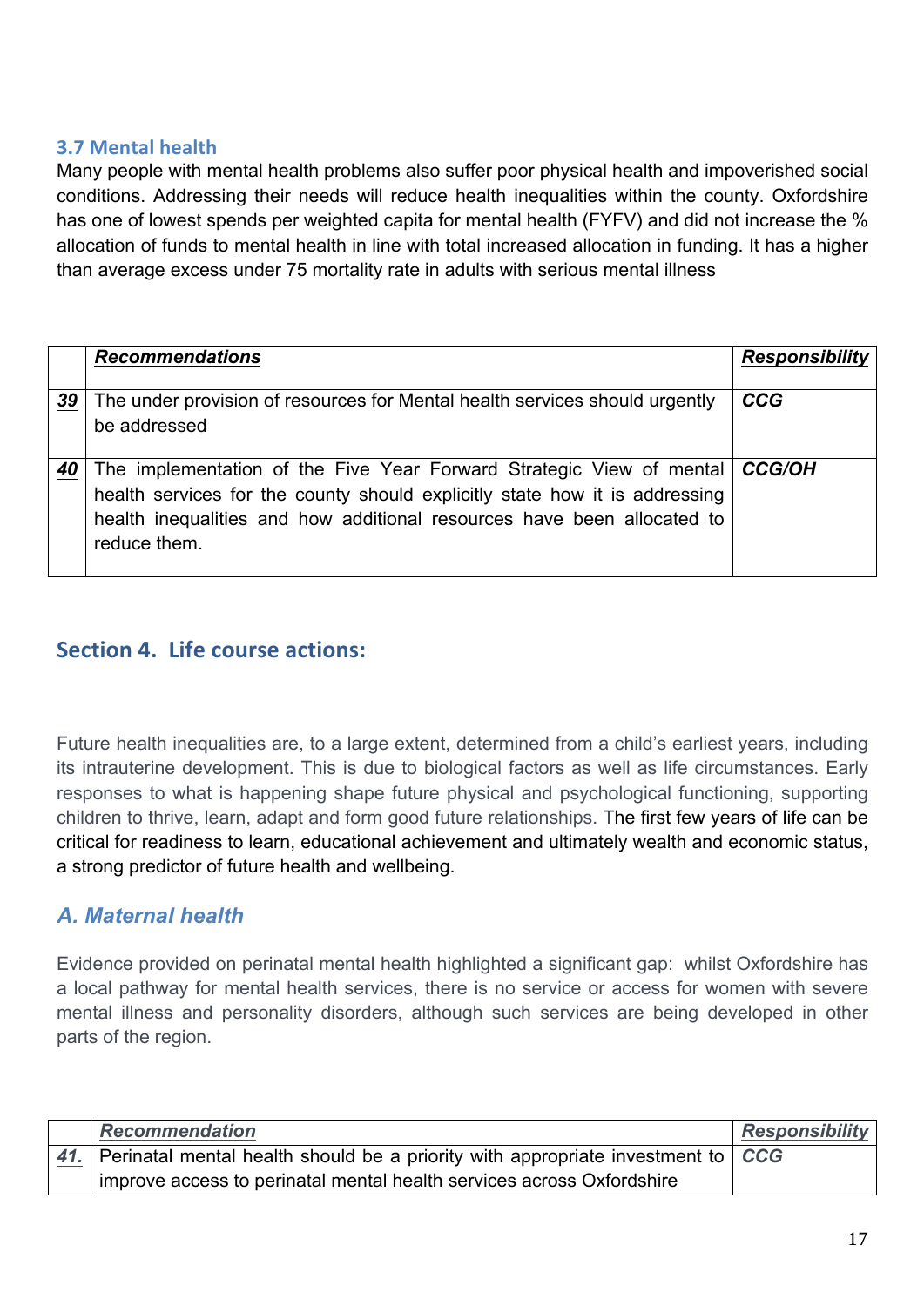### 3.7 Mental health

Many people with mental health problems also suffer poor physical health and impoverished social conditions. Addressing their needs will reduce health inequalities within the county. Oxfordshire has one of lowest spends per weighted capita for mental health (FYFV) and did not increase the % allocation of funds to mental health in line with total increased allocation in funding. It has a higher than average excess under 75 mortality rate in adults with serious mental illness

| | ***Recommendations*** | ***Responsibility*** |
|---|---|---|
| ***39*** | The under provision of resources for Mental health services should urgently be addressed | ***CCG*** |
| ***40*** | The implementation of the Five Year Forward Strategic View of mental health services for the county should explicitly state how it is addressing health inequalities and how additional resources have been allocated to reduce them. | ***CCG/OH*** |

## Section 4. Life course actions:

Future health inequalities are, to a large extent, determined from a child's earliest years, including its intrauterine development. This is due to biological factors as well as life circumstances. Early responses to what is happening shape future physical and psychological functioning, supporting children to thrive, learn, adapt and form good future relationships. The first few years of life can be critical for readiness to learn, educational achievement and ultimately wealth and economic status, a strong predictor of future health and wellbeing.

### *A. Maternal health*

Evidence provided on perinatal mental health highlighted a significant gap: whilst Oxfordshire has a local pathway for mental health services, there is no service or access for women with severe mental illness and personality disorders, although such services are being developed in other parts of the region.

| | ***Recommendation*** | ***Responsibility*** |
|---|---|---|
| ***41.*** | Perinatal mental health should be a priority with appropriate investment to improve access to perinatal mental health services across Oxfordshire | ***CCG*** |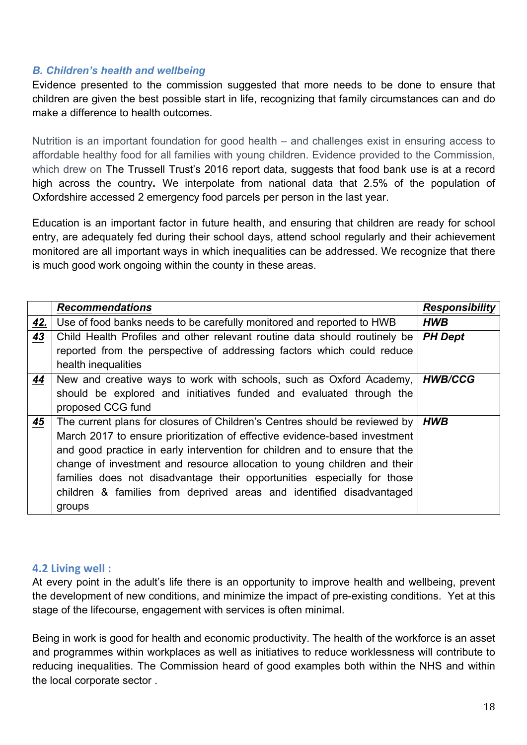### *B. Children's health and wellbeing*

Evidence presented to the commission suggested that more needs to be done to ensure that children are given the best possible start in life, recognizing that family circumstances can and do make a difference to health outcomes.

Nutrition is an important foundation for good health – and challenges exist in ensuring access to affordable healthy food for all families with young children. Evidence provided to the Commission, which drew on The Trussell Trust's 2016 report data, suggests that food bank use is at a record high across the country**.** We interpolate from national data that 2.5% of the population of Oxfordshire accessed 2 emergency food parcels per person in the last year.

Education is an important factor in future health, and ensuring that children are ready for school entry, are adequately fed during their school days, attend school regularly and their achievement monitored are all important ways in which inequalities can be addressed. We recognize that there is much good work ongoing within the county in these areas.

| | ***Recommendations*** | ***Responsibility*** |
|---|---|---|
| ***42.*** | Use of food banks needs to be carefully monitored and reported to HWB | ***HWB*** |
| ***43*** | Child Health Profiles and other relevant routine data should routinely be reported from the perspective of addressing factors which could reduce health inequalities | ***PH Dept*** |
| ***44*** | New and creative ways to work with schools, such as Oxford Academy, should be explored and initiatives funded and evaluated through the proposed CCG fund | ***HWB/CCG*** |
| ***45*** | The current plans for closures of Children's Centres should be reviewed by March 2017 to ensure prioritization of effective evidence-based investment and good practice in early intervention for children and to ensure that the change of investment and resource allocation to young children and their families does not disadvantage their opportunities especially for those children & families from deprived areas and identified disadvantaged groups | ***HWB*** |

### 4.2 Living well :

At every point in the adult's life there is an opportunity to improve health and wellbeing, prevent the development of new conditions, and minimize the impact of pre-existing conditions. Yet at this stage of the lifecourse, engagement with services is often minimal.

Being in work is good for health and economic productivity. The health of the workforce is an asset and programmes within workplaces as well as initiatives to reduce worklessness will contribute to reducing inequalities. The Commission heard of good examples both within the NHS and within the local corporate sector .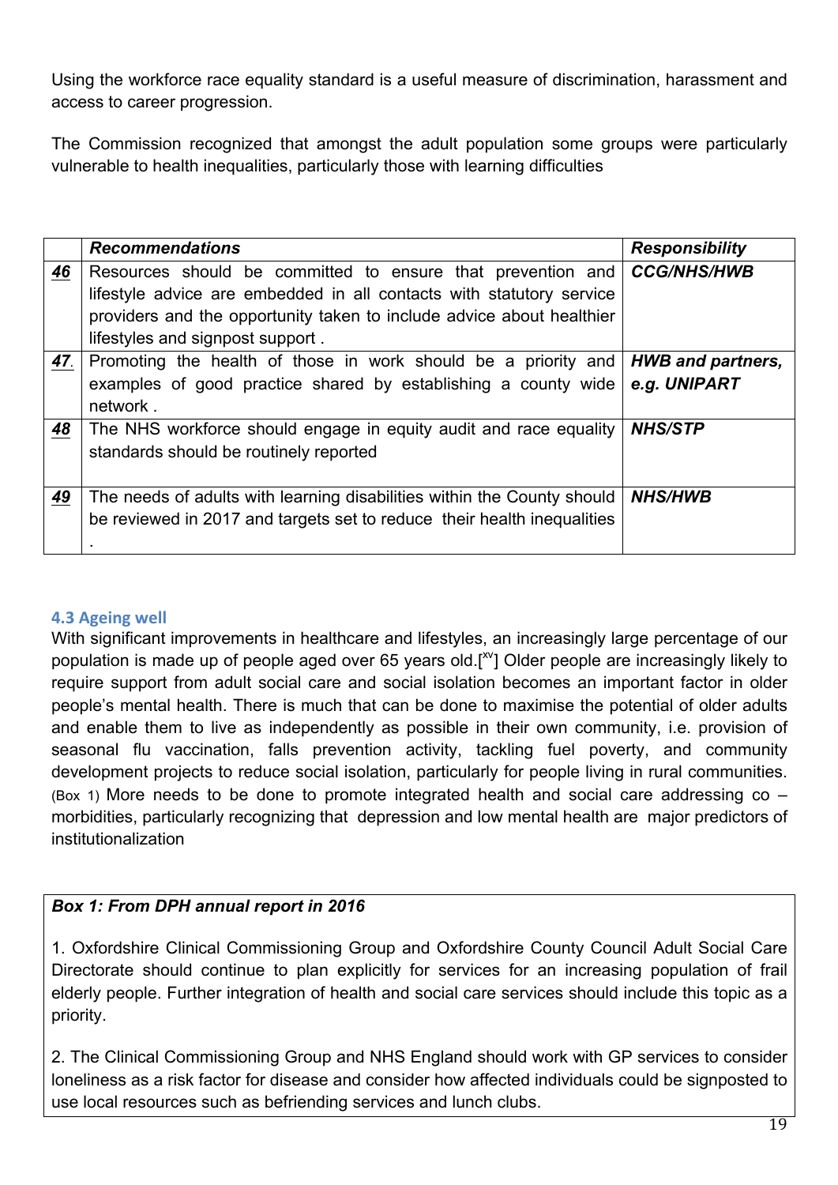Using the workforce race equality standard is a useful measure of discrimination, harassment and access to career progression.

The Commission recognized that amongst the adult population some groups were particularly vulnerable to health inequalities, particularly those with learning difficulties

| | *Recommendations* | *Responsibility* |
|---|---|---|
| ***46*** | Resources should be committed to ensure that prevention and lifestyle advice are embedded in all contacts with statutory service providers and the opportunity taken to include advice about healthier lifestyles and signpost support . | ***CCG/NHS/HWB*** |
| ***47*** | Promoting the health of those in work should be a priority and examples of good practice shared by establishing a county wide network . | ***HWB and partners, e.g. UNIPART*** |
| ***48*** | The NHS workforce should engage in equity audit and race equality standards should be routinely reported | ***NHS/STP*** |
| ***49*** | The needs of adults with learning disabilities within the County should be reviewed in 2017 and targets set to reduce their health inequalities . | ***NHS/HWB*** |

### 4.3 Ageing well

With significant improvements in healthcare and lifestyles, an increasingly large percentage of our population is made up of people aged over 65 years old.[xv] Older people are increasingly likely to require support from adult social care and social isolation becomes an important factor in older people's mental health. There is much that can be done to maximise the potential of older adults and enable them to live as independently as possible in their own community, i.e. provision of seasonal flu vaccination, falls prevention activity, tackling fuel poverty, and community development projects to reduce social isolation, particularly for people living in rural communities. (Box 1) More needs to be done to promote integrated health and social care addressing co – morbidities, particularly recognizing that depression and low mental health are major predictors of institutionalization

***Box 1: From DPH annual report in 2016***

1. Oxfordshire Clinical Commissioning Group and Oxfordshire County Council Adult Social Care Directorate should continue to plan explicitly for services for an increasing population of frail elderly people. Further integration of health and social care services should include this topic as a priority.

2. The Clinical Commissioning Group and NHS England should work with GP services to consider loneliness as a risk factor for disease and consider how affected individuals could be signposted to use local resources such as befriending services and lunch clubs.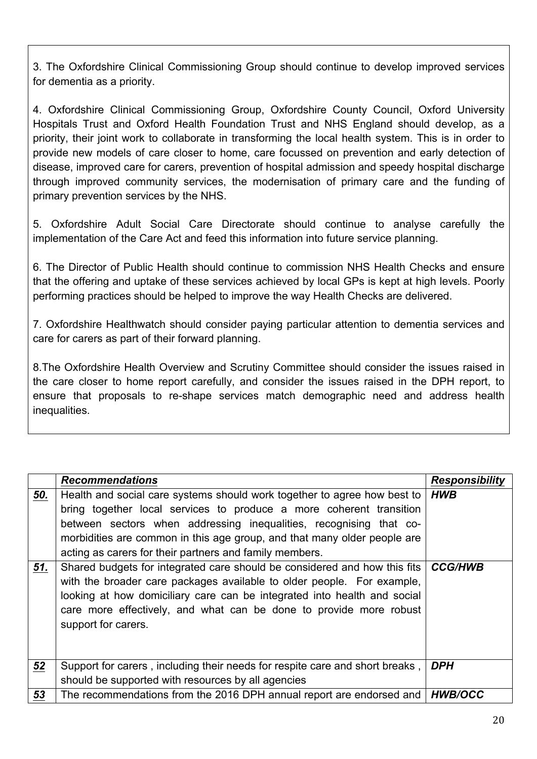3. The Oxfordshire Clinical Commissioning Group should continue to develop improved services for dementia as a priority.

4. Oxfordshire Clinical Commissioning Group, Oxfordshire County Council, Oxford University Hospitals Trust and Oxford Health Foundation Trust and NHS England should develop, as a priority, their joint work to collaborate in transforming the local health system. This is in order to provide new models of care closer to home, care focussed on prevention and early detection of disease, improved care for carers, prevention of hospital admission and speedy hospital discharge through improved community services, the modernisation of primary care and the funding of primary prevention services by the NHS.

5. Oxfordshire Adult Social Care Directorate should continue to analyse carefully the implementation of the Care Act and feed this information into future service planning.

6. The Director of Public Health should continue to commission NHS Health Checks and ensure that the offering and uptake of these services achieved by local GPs is kept at high levels. Poorly performing practices should be helped to improve the way Health Checks are delivered.

7. Oxfordshire Healthwatch should consider paying particular attention to dementia services and care for carers as part of their forward planning.

8.The Oxfordshire Health Overview and Scrutiny Committee should consider the issues raised in the care closer to home report carefully, and consider the issues raised in the DPH report, to ensure that proposals to re-shape services match demographic need and address health inequalities.

| | ***Recommendations*** | ***Responsibility*** |
|---|---|---|
| ***50.*** | Health and social care systems should work together to agree how best to bring together local services to produce a more coherent transition between sectors when addressing inequalities, recognising that co-morbidities are common in this age group, and that many older people are acting as carers for their partners and family members. | ***HWB*** |
| ***51.*** | Shared budgets for integrated care should be considered and how this fits with the broader care packages available to older people. For example, looking at how domiciliary care can be integrated into health and social care more effectively, and what can be done to provide more robust support for carers. | ***CCG/HWB*** |
| ***52*** | Support for carers , including their needs for respite care and short breaks , should be supported with resources by all agencies | ***DPH*** |
| ***53*** | The recommendations from the 2016 DPH annual report are endorsed and | ***HWB/OCC*** |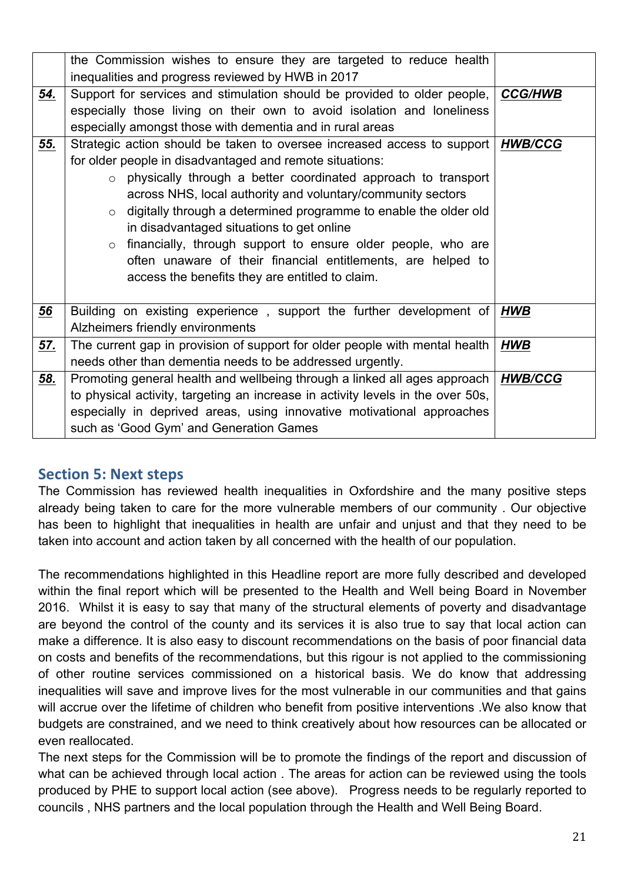|  |  |  |
|---|---|---|
|  | the Commission wishes to ensure they are targeted to reduce health inequalities and progress reviewed by HWB in 2017 |  |
| ***54.*** | Support for services and stimulation should be provided to older people, especially those living on their own to avoid isolation and loneliness especially amongst those with dementia and in rural areas | ***CCG/HWB*** |
| ***55.*** | Strategic action should be taken to oversee increased access to support for older people in disadvantaged and remote situations:<br>○ physically through a better coordinated approach to transport across NHS, local authority and voluntary/community sectors<br>○ digitally through a determined programme to enable the older old in disadvantaged situations to get online<br>○ financially, through support to ensure older people, who are often unaware of their financial entitlements, are helped to access the benefits they are entitled to claim. | ***HWB/CCG*** |
| ***56*** | Building on existing experience , support the further development of Alzheimers friendly environments | ***HWB*** |
| ***57.*** | The current gap in provision of support for older people with mental health needs other than dementia needs to be addressed urgently. | ***HWB*** |
| ***58.*** | Promoting general health and wellbeing through a linked all ages approach to physical activity, targeting an increase in activity levels in the over 50s, especially in deprived areas, using innovative motivational approaches such as 'Good Gym' and Generation Games | ***HWB/CCG*** |

## Section 5: Next steps

The Commission has reviewed health inequalities in Oxfordshire and the many positive steps already being taken to care for the more vulnerable members of our community . Our objective has been to highlight that inequalities in health are unfair and unjust and that they need to be taken into account and action taken by all concerned with the health of our population.

The recommendations highlighted in this Headline report are more fully described and developed within the final report which will be presented to the Health and Well being Board in November 2016. Whilst it is easy to say that many of the structural elements of poverty and disadvantage are beyond the control of the county and its services it is also true to say that local action can make a difference. It is also easy to discount recommendations on the basis of poor financial data on costs and benefits of the recommendations, but this rigour is not applied to the commissioning of other routine services commissioned on a historical basis. We do know that addressing inequalities will save and improve lives for the most vulnerable in our communities and that gains will accrue over the lifetime of children who benefit from positive interventions .We also know that budgets are constrained, and we need to think creatively about how resources can be allocated or even reallocated.

The next steps for the Commission will be to promote the findings of the report and discussion of what can be achieved through local action . The areas for action can be reviewed using the tools produced by PHE to support local action (see above). Progress needs to be regularly reported to councils , NHS partners and the local population through the Health and Well Being Board.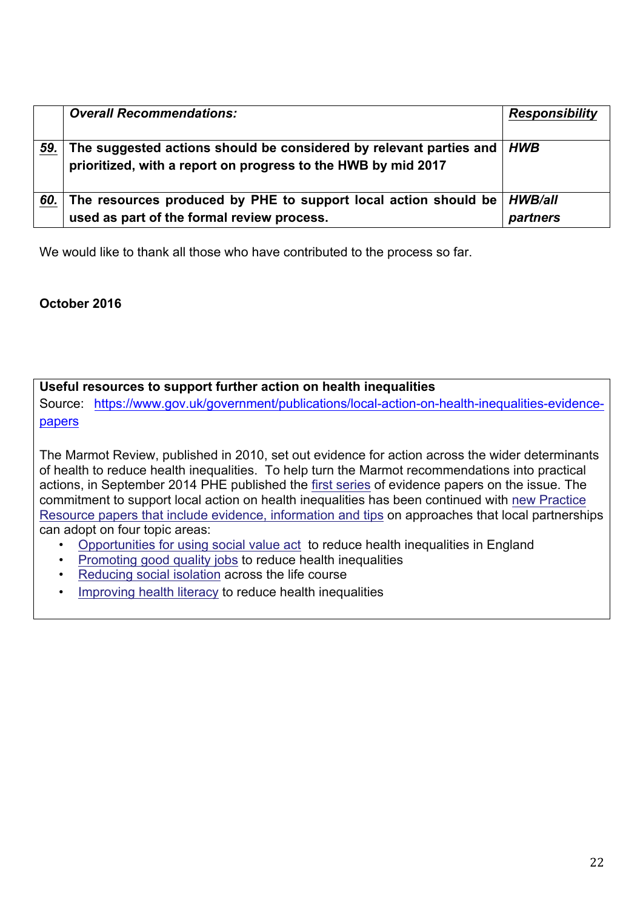| | *Overall Recommendations:* | ***Responsibility*** |
|---|---|---|
| ***59.*** | **The suggested actions should be considered by relevant parties and prioritized, with a report on progress to the HWB by mid 2017** | ***HWB*** |
| ***60.*** | **The resources produced by PHE to support local action should be used as part of the formal review process.** | ***HWB/all partners*** |

We would like to thank all those who have contributed to the process so far.

**October 2016**

**Useful resources to support further action on health inequalities**

Source: https://www.gov.uk/government/publications/local-action-on-health-inequalities-evidence-papers

The Marmot Review, published in 2010, set out evidence for action across the wider determinants of health to reduce health inequalities. To help turn the Marmot recommendations into practical actions, in September 2014 PHE published the first series of evidence papers on the issue. The commitment to support local action on health inequalities has been continued with new Practice Resource papers that include evidence, information and tips on approaches that local partnerships can adopt on four topic areas:

- Opportunities for using social value act to reduce health inequalities in England
- Promoting good quality jobs to reduce health inequalities
- Reducing social isolation across the life course
- Improving health literacy to reduce health inequalities